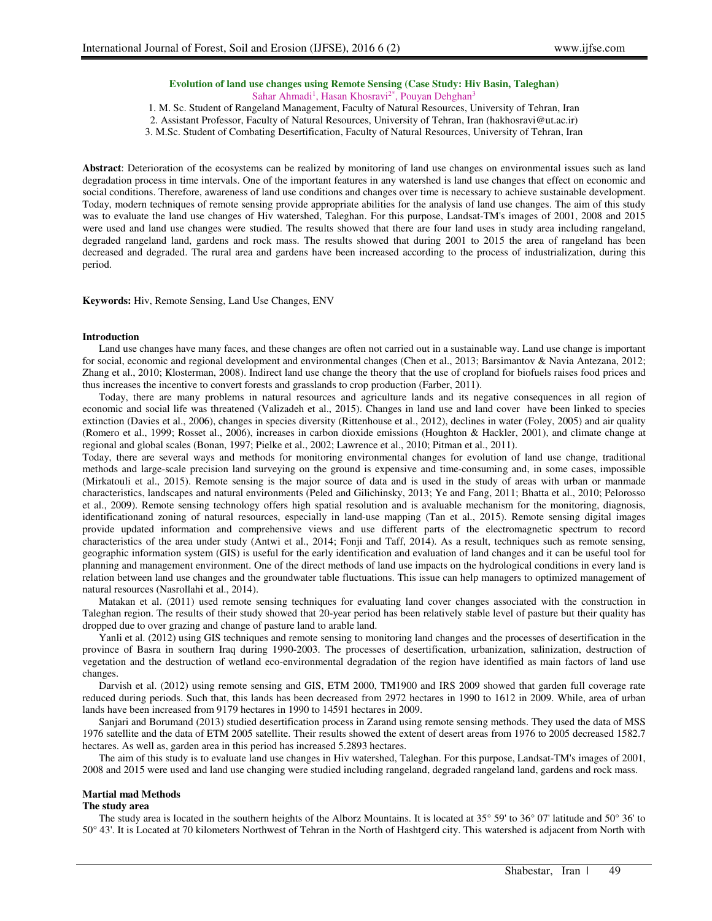## Evolution of land use changes using Remote Sensing (Case Study: Hiv Basin, Taleghan)

Sahar Ahmadi[1], Hasan Khosravi[2*], Pouyan Dehghan[3]

1. M. Sc. Student of Rangeland Management, Faculty of Natural Resources, University of Tehran, Iran
2. Assistant Professor, Faculty of Natural Resources, University of Tehran, Iran (hakhosravi@ut.ac.ir)
3. M.Sc. Student of Combating Desertification, Faculty of Natural Resources, University of Tehran, Iran

**Abstract**: Deterioration of the ecosystems can be realized by monitoring of land use changes on environmental issues such as land degradation process in time intervals. One of the important features in any watershed is land use changes that effect on economic and social conditions. Therefore, awareness of land use conditions and changes over time is necessary to achieve sustainable development. Today, modern techniques of remote sensing provide appropriate abilities for the analysis of land use changes. The aim of this study was to evaluate the land use changes of Hiv watershed, Taleghan. For this purpose, Landsat-TM's images of 2001, 2008 and 2015 were used and land use changes were studied. The results showed that there are four land uses in study area including rangeland, degraded rangeland land, gardens and rock mass. The results showed that during 2001 to 2015 the area of rangeland has been decreased and degraded. The rural area and gardens have been increased according to the process of industrialization, during this period.

**Keywords:** Hiv, Remote Sensing, Land Use Changes, ENV

### Introduction

Land use changes have many faces, and these changes are often not carried out in a sustainable way. Land use change is important for social, economic and regional development and environmental changes (Chen et al., 2013; Barsimantov & Navia Antezana, 2012; Zhang et al., 2010; Klosterman, 2008). Indirect land use change the theory that the use of cropland for biofuels raises food prices and thus increases the incentive to convert forests and grasslands to crop production (Farber, 2011).

Today, there are many problems in natural resources and agriculture lands and its negative consequences in all region of economic and social life was threatened (Valizadeh et al., 2015). Changes in land use and land cover have been linked to species extinction (Davies et al., 2006), changes in species diversity (Rittenhouse et al., 2012), declines in water (Foley, 2005) and air quality (Romero et al., 1999; Rosset al., 2006), increases in carbon dioxide emissions (Houghton & Hackler, 2001), and climate change at regional and global scales (Bonan, 1997; Pielke et al., 2002; Lawrence et al., 2010; Pitman et al., 2011).

Today, there are several ways and methods for monitoring environmental changes for evolution of land use change, traditional methods and large-scale precision land surveying on the ground is expensive and time-consuming and, in some cases, impossible (Mirkatouli et al., 2015). Remote sensing is the major source of data and is used in the study of areas with urban or manmade characteristics, landscapes and natural environments (Peled and Gilichinsky, 2013; Ye and Fang, 2011; Bhatta et al., 2010; Pelorosso et al., 2009). Remote sensing technology offers high spatial resolution and is avaluable mechanism for the monitoring, diagnosis, identificationand zoning of natural resources, especially in land-use mapping (Tan et al., 2015). Remote sensing digital images provide updated information and comprehensive views and use different parts of the electromagnetic spectrum to record characteristics of the area under study (Antwi et al., 2014; Fonji and Taff, 2014). As a result, techniques such as remote sensing, geographic information system (GIS) is useful for the early identification and evaluation of land changes and it can be useful tool for planning and management environment. One of the direct methods of land use impacts on the hydrological conditions in every land is relation between land use changes and the groundwater table fluctuations. This issue can help managers to optimized management of natural resources (Nasrollahi et al., 2014).

Matakan et al. (2011) used remote sensing techniques for evaluating land cover changes associated with the construction in Taleghan region. The results of their study showed that 20-year period has been relatively stable level of pasture but their quality has dropped due to over grazing and change of pasture land to arable land.

Yanli et al. (2012) using GIS techniques and remote sensing to monitoring land changes and the processes of desertification in the province of Basra in southern Iraq during 1990-2003. The processes of desertification, urbanization, salinization, destruction of vegetation and the destruction of wetland eco-environmental degradation of the region have identified as main factors of land use changes.

Darvish et al. (2012) using remote sensing and GIS, ETM 2000, TM1900 and IRS 2009 showed that garden full coverage rate reduced during periods. Such that, this lands has been decreased from 2972 hectares in 1990 to 1612 in 2009. While, area of urban lands have been increased from 9179 hectares in 1990 to 14591 hectares in 2009.

Sanjari and Borumand (2013) studied desertification process in Zarand using remote sensing methods. They used the data of MSS 1976 satellite and the data of ETM 2005 satellite. Their results showed the extent of desert areas from 1976 to 2005 decreased 1582.7 hectares. As well as, garden area in this period has increased 5.2893 hectares.

The aim of this study is to evaluate land use changes in Hiv watershed, Taleghan. For this purpose, Landsat-TM's images of 2001, 2008 and 2015 were used and land use changing were studied including rangeland, degraded rangeland land, gardens and rock mass.

### Martial mad Methods

#### The study area

The study area is located in the southern heights of the Alborz Mountains. It is located at 35° 59' to 36° 07' latitude and 50° 36' to 50° 43'. It is Located at 70 kilometers Northwest of Tehran in the North of Hashtgerd city. This watershed is adjacent from North with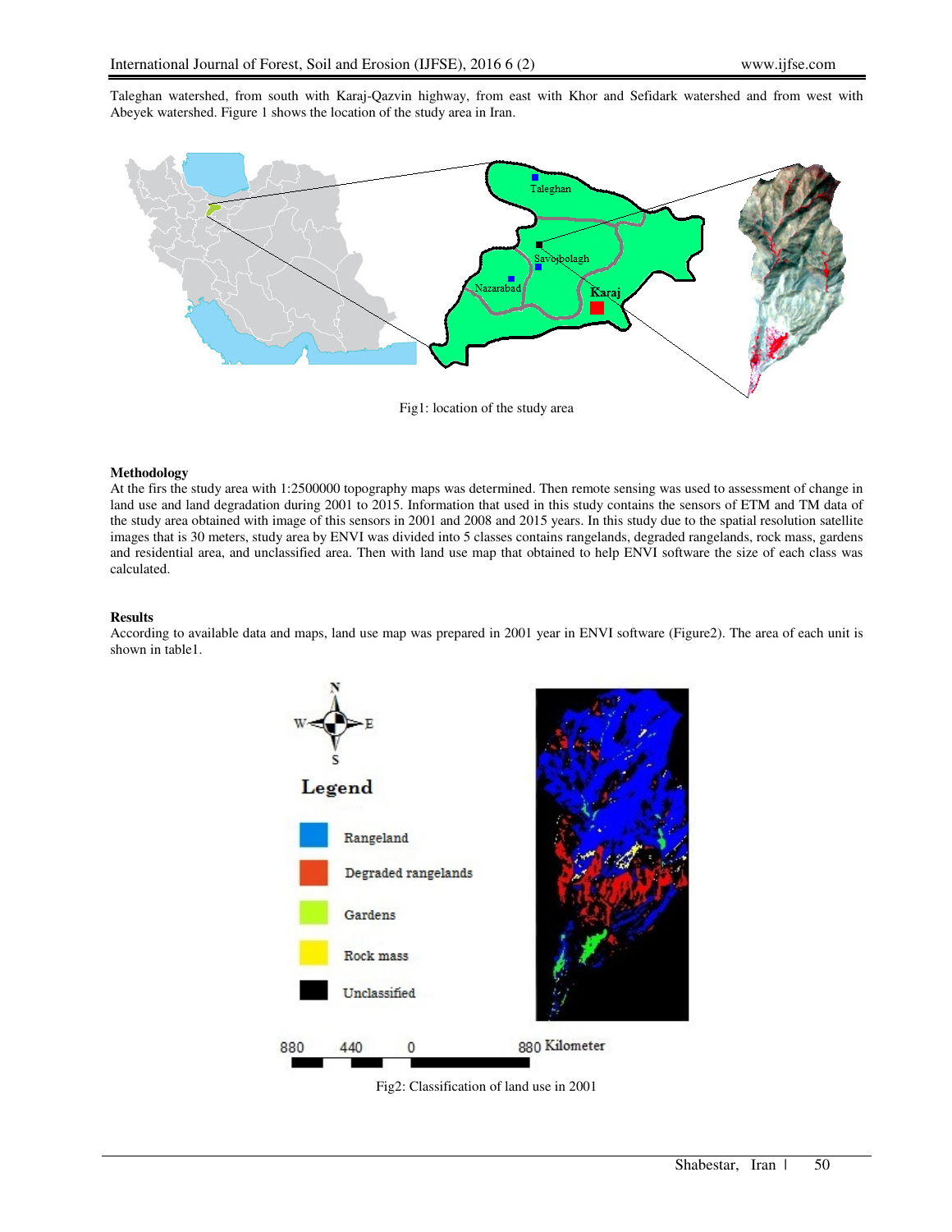Taleghan watershed, from south with Karaj-Qazvin highway, from east with Khor and Sefidark watershed and from west with Abeyek watershed. Figure 1 shows the location of the study area in Iran.

Fig1: location of the study area

**Methodology**

At the firs the study area with 1:2500000 topography maps was determined. Then remote sensing was used to assessment of change in land use and land degradation during 2001 to 2015. Information that used in this study contains the sensors of ETM and TM data of the study area obtained with image of this sensors in 2001 and 2008 and 2015 years. In this study due to the spatial resolution satellite images that is 30 meters, study area by ENVI was divided into 5 classes contains rangelands, degraded rangelands, rock mass, gardens and residential area, and unclassified area. Then with land use map that obtained to help ENVI software the size of each class was calculated.

**Results**

According to available data and maps, land use map was prepared in 2001 year in ENVI software (Figure2). The area of each unit is shown in table1.

Fig2: Classification of land use in 2001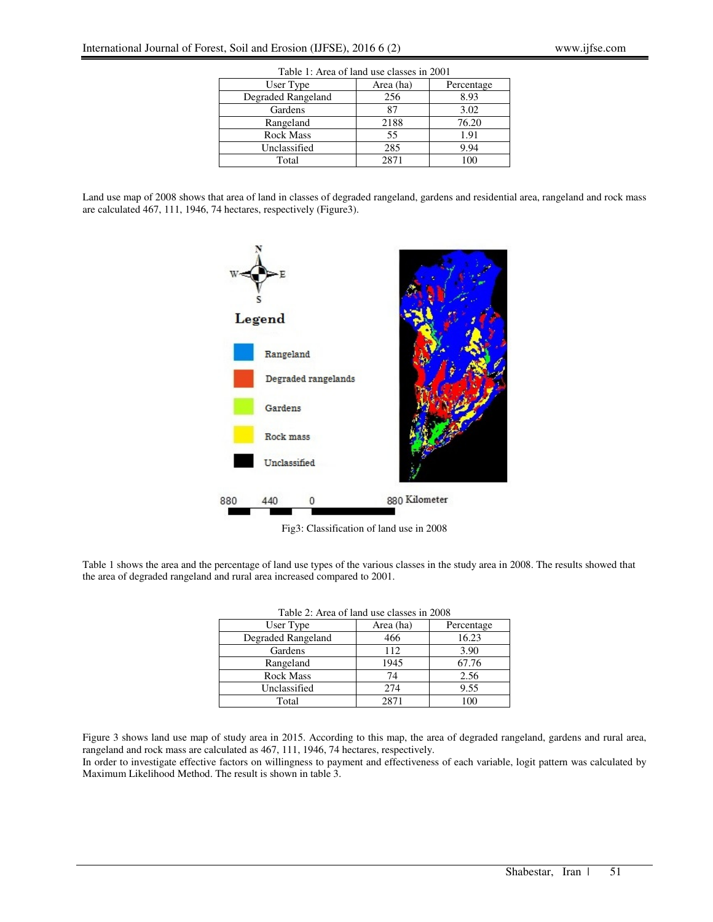Table 1: Area of land use classes in 2001

| User Type | Area (ha) | Percentage |
| --- | --- | --- |
| Degraded Rangeland | 256 | 8.93 |
| Gardens | 87 | 3.02 |
| Rangeland | 2188 | 76.20 |
| Rock Mass | 55 | 1.91 |
| Unclassified | 285 | 9.94 |
| Total | 2871 | 100 |

Land use map of 2008 shows that area of land in classes of degraded rangeland, gardens and residential area, rangeland and rock mass are calculated 467, 111, 1946, 74 hectares, respectively (Figure3).

Fig3: Classification of land use in 2008

Table 1 shows the area and the percentage of land use types of the various classes in the study area in 2008. The results showed that the area of degraded rangeland and rural area increased compared to 2001.

Table 2: Area of land use classes in 2008

| User Type | Area (ha) | Percentage |
| --- | --- | --- |
| Degraded Rangeland | 466 | 16.23 |
| Gardens | 112 | 3.90 |
| Rangeland | 1945 | 67.76 |
| Rock Mass | 74 | 2.56 |
| Unclassified | 274 | 9.55 |
| Total | 2871 | 100 |

Figure 3 shows land use map of study area in 2015. According to this map, the area of degraded rangeland, gardens and rural area, rangeland and rock mass are calculated as 467, 111, 1946, 74 hectares, respectively.

In order to investigate effective factors on willingness to payment and effectiveness of each variable, logit pattern was calculated by Maximum Likelihood Method. The result is shown in table 3.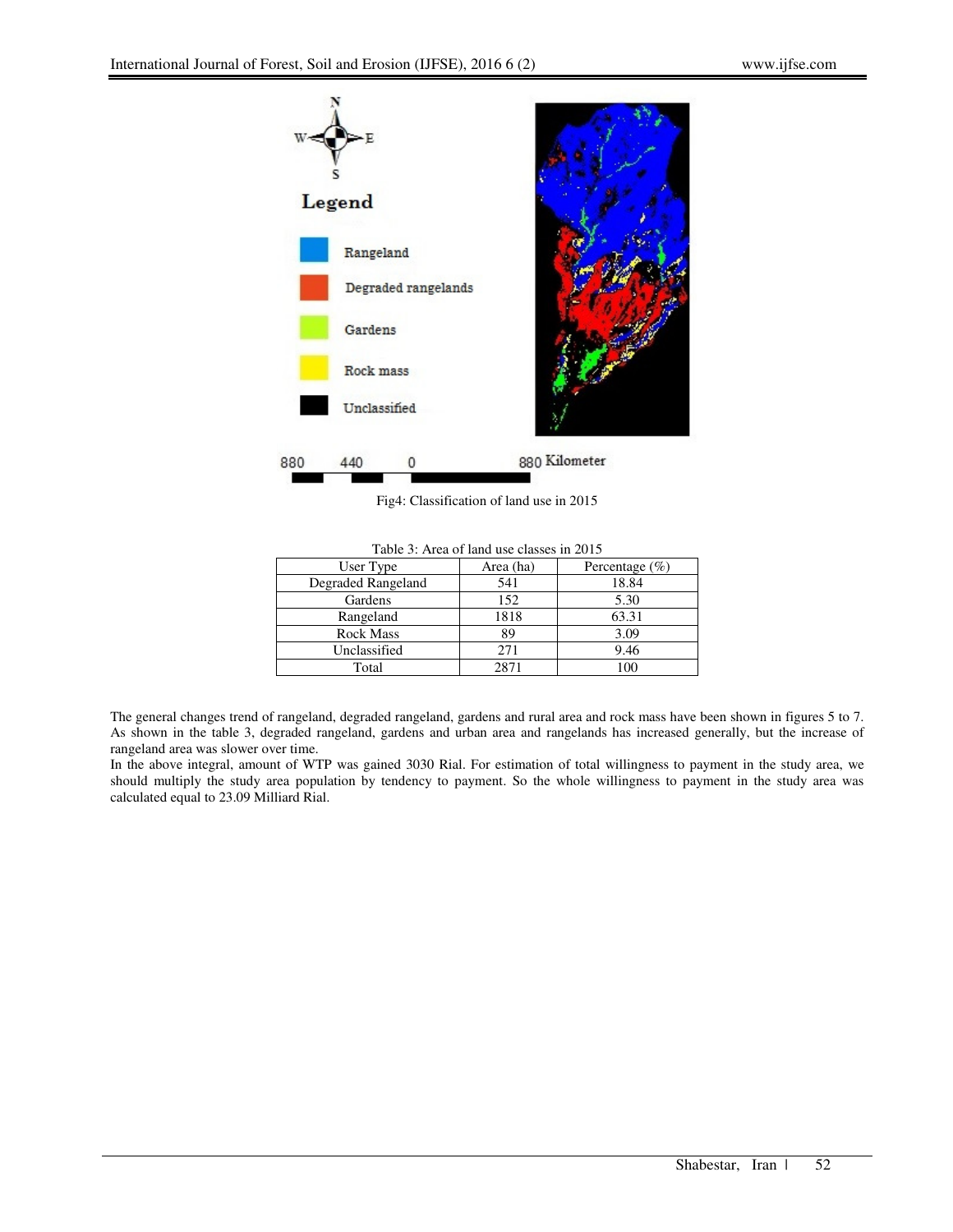Fig4: Classification of land use in 2015

Table 3: Area of land use classes in 2015

| User Type | Area (ha) | Percentage (%) |
|---|---|---|
| Degraded Rangeland | 541 | 18.84 |
| Gardens | 152 | 5.30 |
| Rangeland | 1818 | 63.31 |
| Rock Mass | 89 | 3.09 |
| Unclassified | 271 | 9.46 |
| Total | 2871 | 100 |

The general changes trend of rangeland, degraded rangeland, gardens and rural area and rock mass have been shown in figures 5 to 7. As shown in the table 3, degraded rangeland, gardens and urban area and rangelands has increased generally, but the increase of rangeland area was slower over time.

In the above integral, amount of WTP was gained 3030 Rial. For estimation of total willingness to payment in the study area, we should multiply the study area population by tendency to payment. So the whole willingness to payment in the study area was calculated equal to 23.09 Milliard Rial.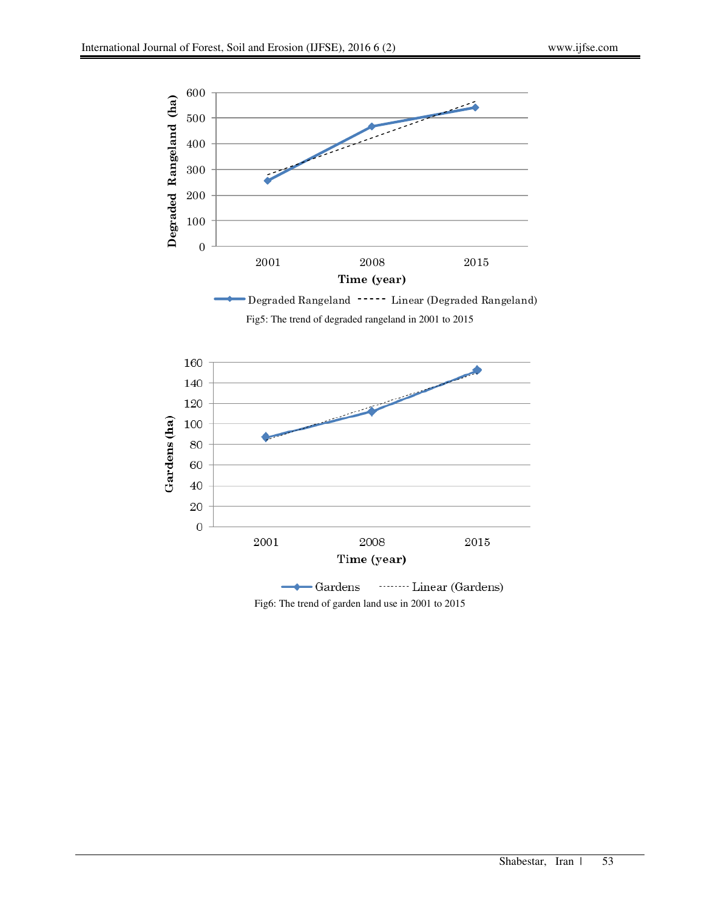Fig5: The trend of degraded rangeland in 2001 to 2015

Fig6: The trend of garden land use in 2001 to 2015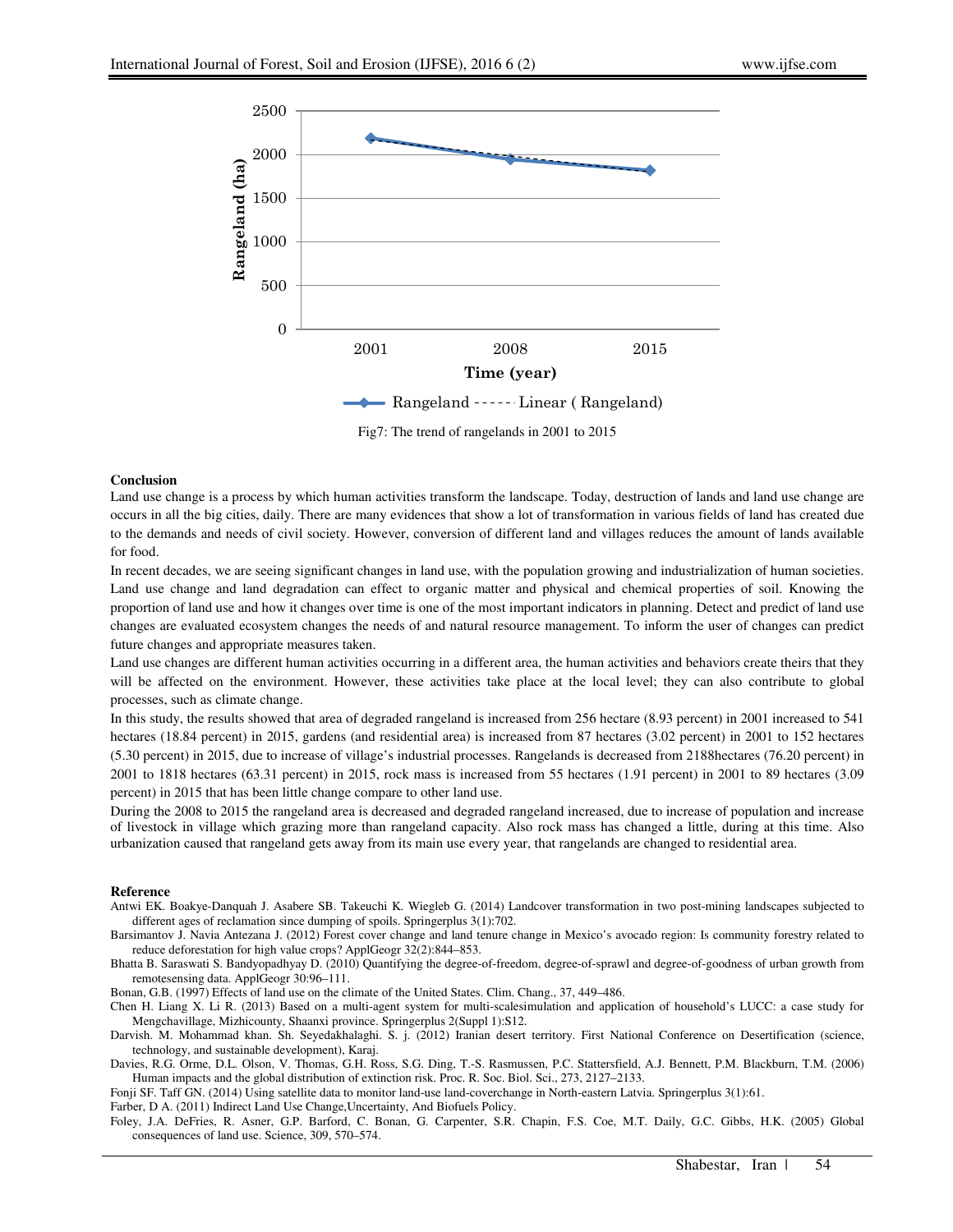Fig7: The trend of rangelands in 2001 to 2015

**Conclusion**

Land use change is a process by which human activities transform the landscape. Today, destruction of lands and land use change are occurs in all the big cities, daily. There are many evidences that show a lot of transformation in various fields of land has created due to the demands and needs of civil society. However, conversion of different land and villages reduces the amount of lands available for food.

In recent decades, we are seeing significant changes in land use, with the population growing and industrialization of human societies. Land use change and land degradation can effect to organic matter and physical and chemical properties of soil. Knowing the proportion of land use and how it changes over time is one of the most important indicators in planning. Detect and predict of land use changes are evaluated ecosystem changes the needs of and natural resource management. To inform the user of changes can predict future changes and appropriate measures taken.

Land use changes are different human activities occurring in a different area, the human activities and behaviors create theirs that they will be affected on the environment. However, these activities take place at the local level; they can also contribute to global processes, such as climate change.

In this study, the results showed that area of degraded rangeland is increased from 256 hectare (8.93 percent) in 2001 increased to 541 hectares (18.84 percent) in 2015, gardens (and residential area) is increased from 87 hectares (3.02 percent) in 2001 to 152 hectares (5.30 percent) in 2015, due to increase of village's industrial processes. Rangelands is decreased from 2188hectares (76.20 percent) in 2001 to 1818 hectares (63.31 percent) in 2015, rock mass is increased from 55 hectares (1.91 percent) in 2001 to 89 hectares (3.09 percent) in 2015 that has been little change compare to other land use.

During the 2008 to 2015 the rangeland area is decreased and degraded rangeland increased, due to increase of population and increase of livestock in village which grazing more than rangeland capacity. Also rock mass has changed a little, during at this time. Also urbanization caused that rangeland gets away from its main use every year, that rangelands are changed to residential area.

**Reference**

Antwi EK. Boakye-Danquah J. Asabere SB. Takeuchi K. Wiegleb G. (2014) Landcover transformation in two post-mining landscapes subjected to different ages of reclamation since dumping of spoils. Springerplus 3(1):702.

Barsimantov J. Navia Antezana J. (2012) Forest cover change and land tenure change in Mexico's avocado region: Is community forestry related to reduce deforestation for high value crops? ApplGeogr 32(2):844–853.

Bhatta B. Saraswati S. Bandyopadhyay D. (2010) Quantifying the degree-of-freedom, degree-of-sprawl and degree-of-goodness of urban growth from remotesensing data. ApplGeogr 30:96–111.

Bonan, G.B. (1997) Effects of land use on the climate of the United States. Clim. Chang., 37, 449–486.

Chen H. Liang X. Li R. (2013) Based on a multi-agent system for multi-scalesimulation and application of household's LUCC: a case study for Mengchavillage, Mizhicounty, Shaanxi province. Springerplus 2(Suppl 1):S12.

Darvish. M. Mohammad khan. Sh. Seyedakhalaghi. S. j. (2012) Iranian desert territory. First National Conference on Desertification (science, technology, and sustainable development), Karaj.

Davies, R.G. Orme, D.L. Olson, V. Thomas, G.H. Ross, S.G. Ding, T.-S. Rasmussen, P.C. Stattersfield, A.J. Bennett, P.M. Blackburn, T.M. (2006) Human impacts and the global distribution of extinction risk. Proc. R. Soc. Biol. Sci., 273, 2127–2133.

Fonji SF. Taff GN. (2014) Using satellite data to monitor land-use land-coverchange in North-eastern Latvia. Springerplus 3(1):61.

Farber, D A. (2011) Indirect Land Use Change,Uncertainty, And Biofuels Policy.

Foley, J.A. DeFries, R. Asner, G.P. Barford, C. Bonan, G. Carpenter, S.R. Chapin, F.S. Coe, M.T. Daily, G.C. Gibbs, H.K. (2005) Global consequences of land use. Science, 309, 570–574.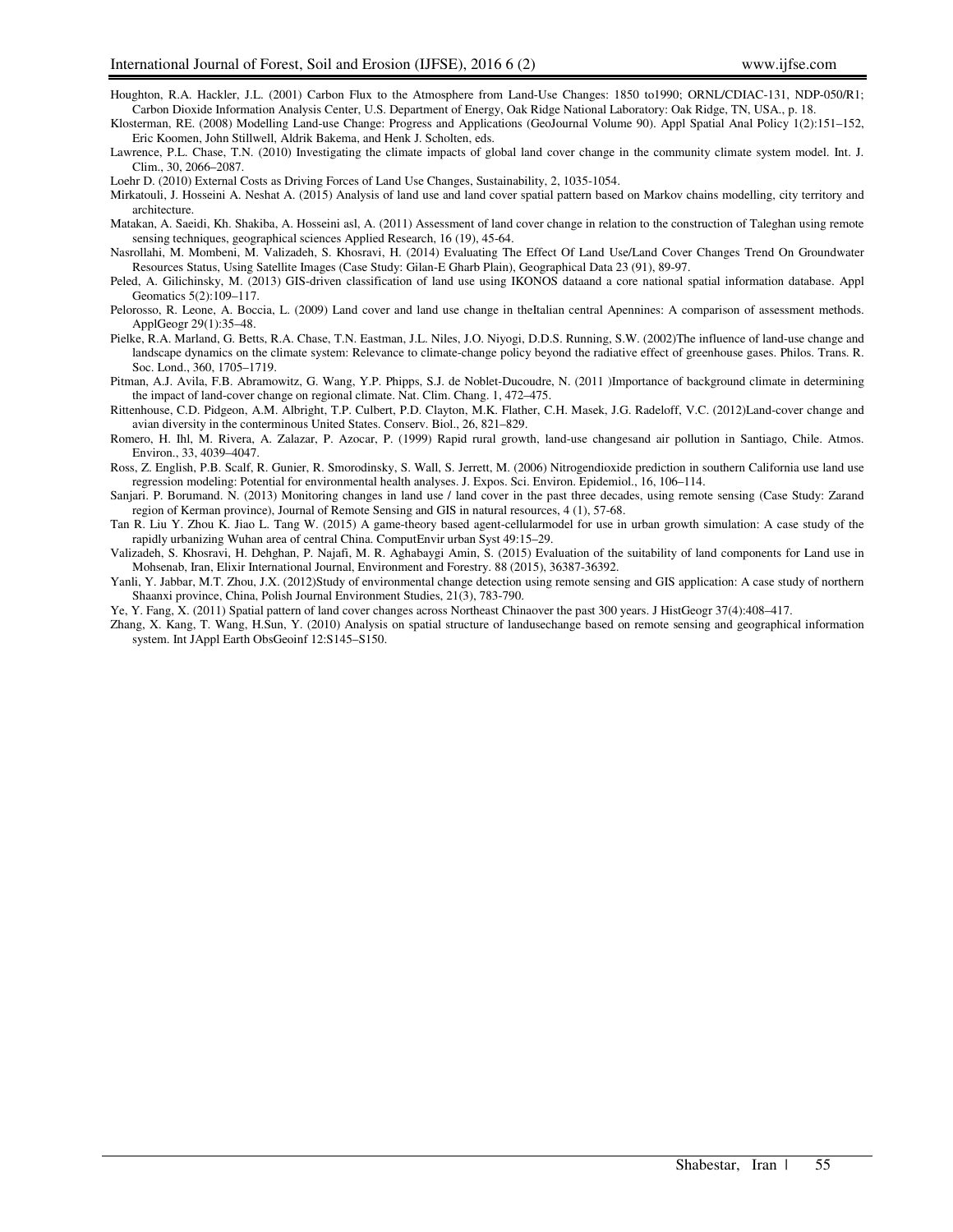Houghton, R.A. Hackler, J.L. (2001) Carbon Flux to the Atmosphere from Land-Use Changes: 1850 to1990; ORNL/CDIAC-131, NDP-050/R1; Carbon Dioxide Information Analysis Center, U.S. Department of Energy, Oak Ridge National Laboratory: Oak Ridge, TN, USA., p. 18.

Klosterman, RE. (2008) Modelling Land-use Change: Progress and Applications (GeoJournal Volume 90). Appl Spatial Anal Policy 1(2):151–152, Eric Koomen, John Stillwell, Aldrik Bakema, and Henk J. Scholten, eds.

Lawrence, P.L. Chase, T.N. (2010) Investigating the climate impacts of global land cover change in the community climate system model. Int. J. Clim., 30, 2066–2087.

Loehr D. (2010) External Costs as Driving Forces of Land Use Changes, Sustainability, 2, 1035-1054.

Mirkatouli, J. Hosseini A. Neshat A. (2015) Analysis of land use and land cover spatial pattern based on Markov chains modelling, city territory and architecture.

Matakan, A. Saeidi, Kh. Shakiba, A. Hosseini asl, A. (2011) Assessment of land cover change in relation to the construction of Taleghan using remote sensing techniques, geographical sciences Applied Research, 16 (19), 45-64.

Nasrollahi, M. Mombeni, M. Valizadeh, S. Khosravi, H. (2014) Evaluating The Effect Of Land Use/Land Cover Changes Trend On Groundwater Resources Status, Using Satellite Images (Case Study: Gilan-E Gharb Plain), Geographical Data 23 (91), 89-97.

Peled, A. Gilichinsky, M. (2013) GIS-driven classification of land use using IKONOS dataand a core national spatial information database. Appl Geomatics 5(2):109–117.

Pelorosso, R. Leone, A. Boccia, L. (2009) Land cover and land use change in theItalian central Apennines: A comparison of assessment methods. ApplGeogr 29(1):35–48.

Pielke, R.A. Marland, G. Betts, R.A. Chase, T.N. Eastman, J.L. Niles, J.O. Niyogi, D.D.S. Running, S.W. (2002)The influence of land-use change and landscape dynamics on the climate system: Relevance to climate-change policy beyond the radiative effect of greenhouse gases. Philos. Trans. R. Soc. Lond., 360, 1705–1719.

Pitman, A.J. Avila, F.B. Abramowitz, G. Wang, Y.P. Phipps, S.J. de Noblet-Ducoudre, N. (2011 )Importance of background climate in determining the impact of land-cover change on regional climate. Nat. Clim. Chang. 1, 472–475.

Rittenhouse, C.D. Pidgeon, A.M. Albright, T.P. Culbert, P.D. Clayton, M.K. Flather, C.H. Masek, J.G. Radeloff, V.C. (2012)Land-cover change and avian diversity in the conterminous United States. Conserv. Biol., 26, 821–829.

Romero, H. Ihl, M. Rivera, A. Zalazar, P. Azocar, P. (1999) Rapid rural growth, land-use changesand air pollution in Santiago, Chile. Atmos. Environ., 33, 4039–4047.

Ross, Z. English, P.B. Scalf, R. Gunier, R. Smorodinsky, S. Wall, S. Jerrett, M. (2006) Nitrogendioxide prediction in southern California use land use regression modeling: Potential for environmental health analyses. J. Expos. Sci. Environ. Epidemiol., 16, 106–114.

Sanjari. P. Borumand. N. (2013) Monitoring changes in land use / land cover in the past three decades, using remote sensing (Case Study: Zarand region of Kerman province), Journal of Remote Sensing and GIS in natural resources, 4 (1), 57-68.

Tan R. Liu Y. Zhou K. Jiao L. Tang W. (2015) A game-theory based agent-cellularmodel for use in urban growth simulation: A case study of the rapidly urbanizing Wuhan area of central China. ComputEnvir urban Syst 49:15–29.

Valizadeh, S. Khosravi, H. Dehghan, P. Najafi, M. R. Aghabaygi Amin, S. (2015) Evaluation of the suitability of land components for Land use in Mohsenab, Iran, Elixir International Journal, Environment and Forestry. 88 (2015), 36387-36392.

Yanli, Y. Jabbar, M.T. Zhou, J.X. (2012)Study of environmental change detection using remote sensing and GIS application: A case study of northern Shaanxi province, China, Polish Journal Environment Studies, 21(3), 783-790.

Ye, Y. Fang, X. (2011) Spatial pattern of land cover changes across Northeast Chinaover the past 300 years. J HistGeogr 37(4):408–417.

Zhang, X. Kang, T. Wang, H.Sun, Y. (2010) Analysis on spatial structure of landusechange based on remote sensing and geographical information system. Int JAppl Earth ObsGeoinf 12:S145–S150.